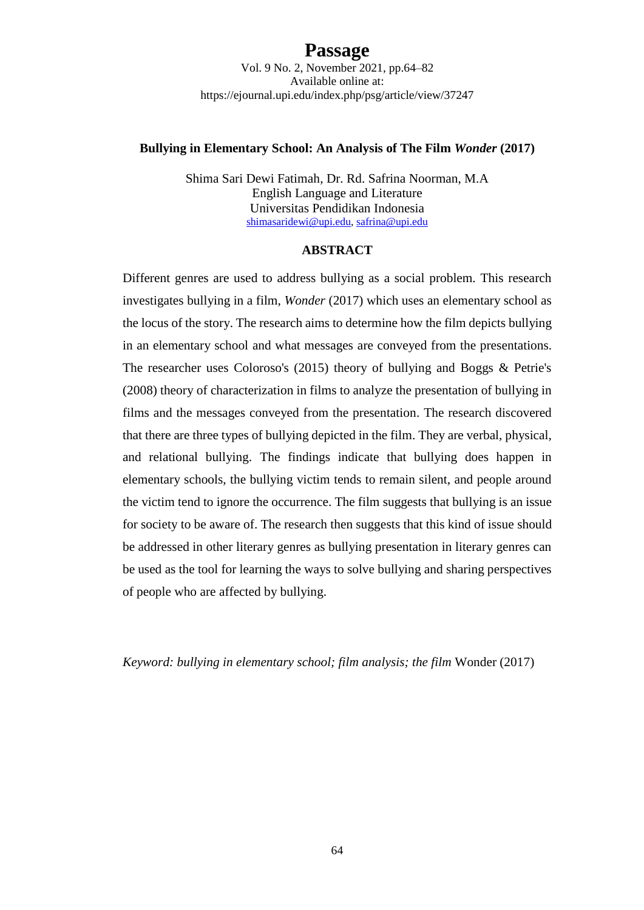# Bullying in Elementary School: An Analysis of The Film *Wonder* (2017)

Shima Sari Dewi Fatimah, Dr. Rd. Safrina Noorman, M.A
English Language and Literature
Universitas Pendidikan Indonesia
shimasaridewi@upi.edu, safrina@upi.edu

## ABSTRACT

Different genres are used to address bullying as a social problem. This research investigates bullying in a film, *Wonder* (2017) which uses an elementary school as the locus of the story. The research aims to determine how the film depicts bullying in an elementary school and what messages are conveyed from the presentations. The researcher uses Coloroso's (2015) theory of bullying and Boggs & Petrie's (2008) theory of characterization in films to analyze the presentation of bullying in films and the messages conveyed from the presentation. The research discovered that there are three types of bullying depicted in the film. They are verbal, physical, and relational bullying. The findings indicate that bullying does happen in elementary schools, the bullying victim tends to remain silent, and people around the victim tend to ignore the occurrence. The film suggests that bullying is an issue for society to be aware of. The research then suggests that this kind of issue should be addressed in other literary genres as bullying presentation in literary genres can be used as the tool for learning the ways to solve bullying and sharing perspectives of people who are affected by bullying.

*Keyword: bullying in elementary school; film analysis; the film* Wonder (2017)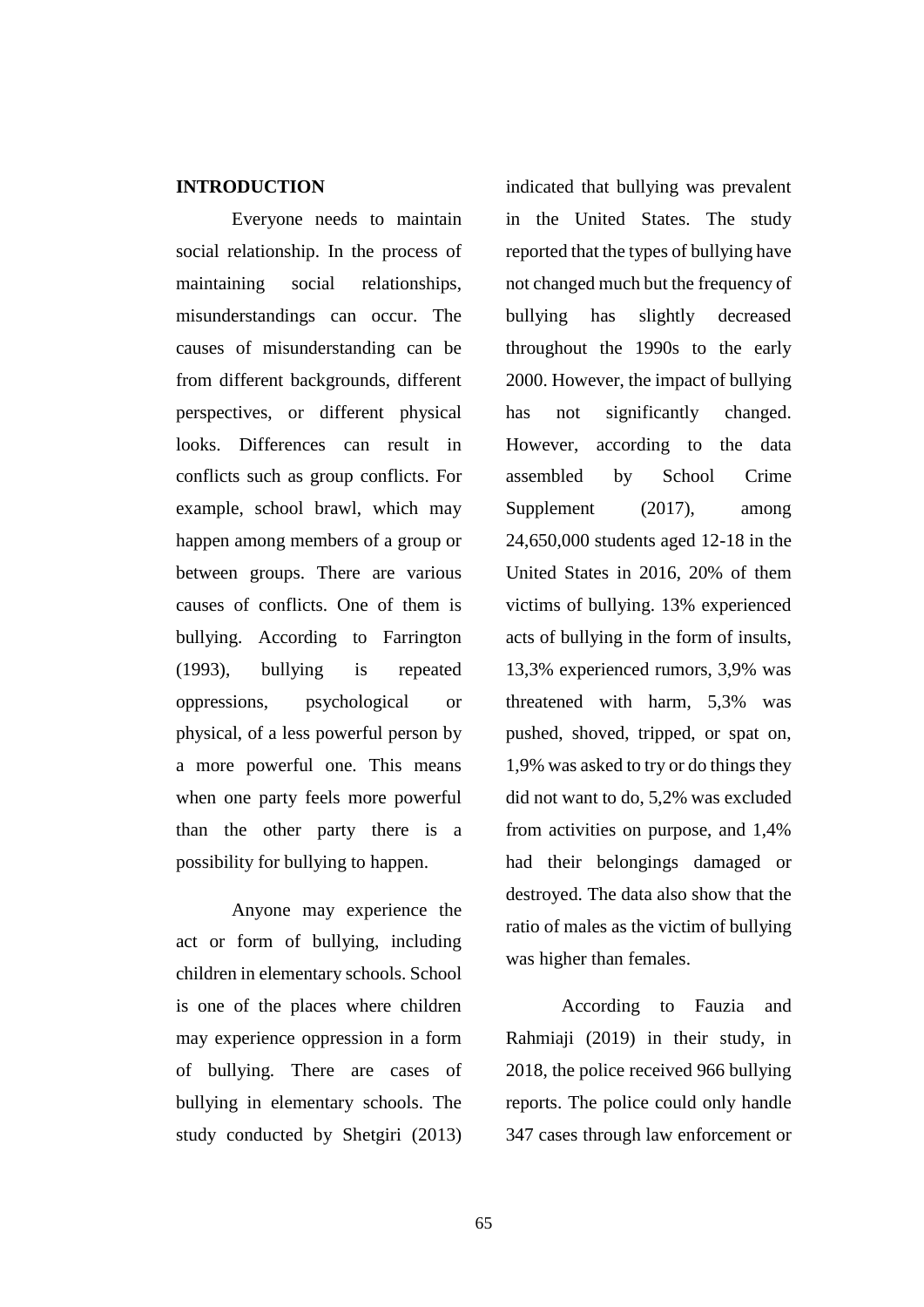## INTRODUCTION

Everyone needs to maintain social relationship. In the process of maintaining social relationships, misunderstandings can occur. The causes of misunderstanding can be from different backgrounds, different perspectives, or different physical looks. Differences can result in conflicts such as group conflicts. For example, school brawl, which may happen among members of a group or between groups. There are various causes of conflicts. One of them is bullying. According to Farrington (1993), bullying is repeated oppressions, psychological or physical, of a less powerful person by a more powerful one. This means when one party feels more powerful than the other party there is a possibility for bullying to happen.

Anyone may experience the act or form of bullying, including children in elementary schools. School is one of the places where children may experience oppression in a form of bullying. There are cases of bullying in elementary schools. The study conducted by Shetgiri (2013) indicated that bullying was prevalent in the United States. The study reported that the types of bullying have not changed much but the frequency of bullying has slightly decreased throughout the 1990s to the early 2000. However, the impact of bullying has not significantly changed. However, according to the data assembled by School Crime Supplement (2017), among 24,650,000 students aged 12-18 in the United States in 2016, 20% of them victims of bullying. 13% experienced acts of bullying in the form of insults, 13,3% experienced rumors, 3,9% was threatened with harm, 5,3% was pushed, shoved, tripped, or spat on, 1,9% was asked to try or do things they did not want to do, 5,2% was excluded from activities on purpose, and 1,4% had their belongings damaged or destroyed. The data also show that the ratio of males as the victim of bullying was higher than females.

According to Fauzia and Rahmiaji (2019) in their study, in 2018, the police received 966 bullying reports. The police could only handle 347 cases through law enforcement or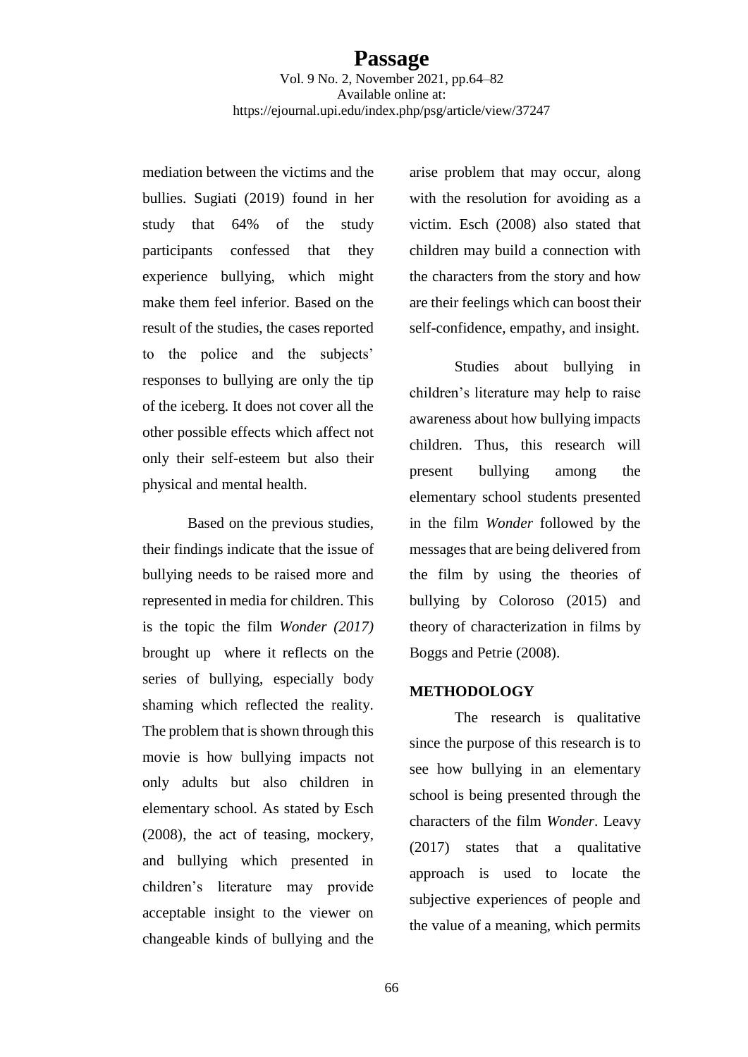mediation between the victims and the bullies. Sugiati (2019) found in her study that 64% of the study participants confessed that they experience bullying, which might make them feel inferior. Based on the result of the studies, the cases reported to the police and the subjects' responses to bullying are only the tip of the iceberg. It does not cover all the other possible effects which affect not only their self-esteem but also their physical and mental health.

Based on the previous studies, their findings indicate that the issue of bullying needs to be raised more and represented in media for children. This is the topic the film *Wonder (2017)* brought up where it reflects on the series of bullying, especially body shaming which reflected the reality. The problem that is shown through this movie is how bullying impacts not only adults but also children in elementary school. As stated by Esch (2008), the act of teasing, mockery, and bullying which presented in children's literature may provide acceptable insight to the viewer on changeable kinds of bullying and the arise problem that may occur, along with the resolution for avoiding as a victim. Esch (2008) also stated that children may build a connection with the characters from the story and how are their feelings which can boost their self-confidence, empathy, and insight.

Studies about bullying in children's literature may help to raise awareness about how bullying impacts children. Thus, this research will present bullying among the elementary school students presented in the film *Wonder* followed by the messages that are being delivered from the film by using the theories of bullying by Coloroso (2015) and theory of characterization in films by Boggs and Petrie (2008).

## METHODOLOGY

The research is qualitative since the purpose of this research is to see how bullying in an elementary school is being presented through the characters of the film *Wonder*. Leavy (2017) states that a qualitative approach is used to locate the subjective experiences of people and the value of a meaning, which permits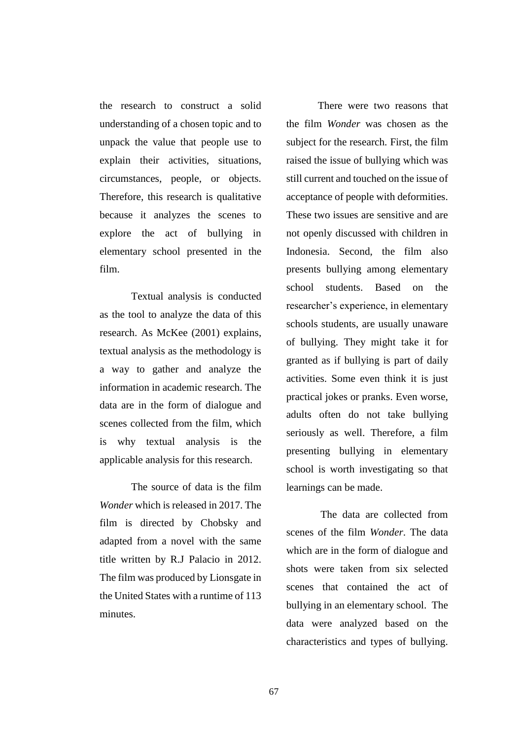the research to construct a solid understanding of a chosen topic and to unpack the value that people use to explain their activities, situations, circumstances, people, or objects. Therefore, this research is qualitative because it analyzes the scenes to explore the act of bullying in elementary school presented in the film.

Textual analysis is conducted as the tool to analyze the data of this research. As McKee (2001) explains, textual analysis as the methodology is a way to gather and analyze the information in academic research. The data are in the form of dialogue and scenes collected from the film, which is why textual analysis is the applicable analysis for this research.

The source of data is the film *Wonder* which is released in 2017. The film is directed by Chobsky and adapted from a novel with the same title written by R.J Palacio in 2012. The film was produced by Lionsgate in the United States with a runtime of 113 minutes.

There were two reasons that the film *Wonder* was chosen as the subject for the research. First, the film raised the issue of bullying which was still current and touched on the issue of acceptance of people with deformities. These two issues are sensitive and are not openly discussed with children in Indonesia. Second, the film also presents bullying among elementary school students. Based on the researcher's experience, in elementary schools students, are usually unaware of bullying. They might take it for granted as if bullying is part of daily activities. Some even think it is just practical jokes or pranks. Even worse, adults often do not take bullying seriously as well. Therefore, a film presenting bullying in elementary school is worth investigating so that learnings can be made.

The data are collected from scenes of the film *Wonder*. The data which are in the form of dialogue and shots were taken from six selected scenes that contained the act of bullying in an elementary school. The data were analyzed based on the characteristics and types of bullying.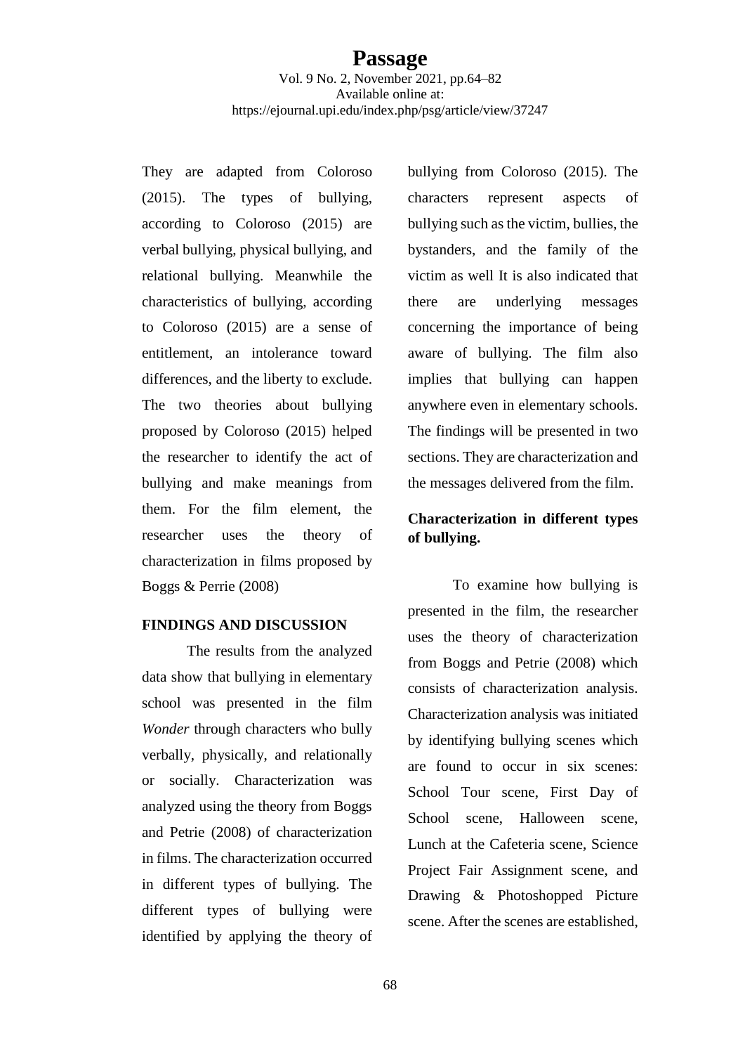They are adapted from Coloroso (2015). The types of bullying, according to Coloroso (2015) are verbal bullying, physical bullying, and relational bullying. Meanwhile the characteristics of bullying, according to Coloroso (2015) are a sense of entitlement, an intolerance toward differences, and the liberty to exclude. The two theories about bullying proposed by Coloroso (2015) helped the researcher to identify the act of bullying and make meanings from them. For the film element, the researcher uses the theory of characterization in films proposed by Boggs & Perrie (2008)

## FINDINGS AND DISCUSSION

The results from the analyzed data show that bullying in elementary school was presented in the film *Wonder* through characters who bully verbally, physically, and relationally or socially. Characterization was analyzed using the theory from Boggs and Petrie (2008) of characterization in films. The characterization occurred in different types of bullying. The different types of bullying were identified by applying the theory of bullying from Coloroso (2015). The characters represent aspects of bullying such as the victim, bullies, the bystanders, and the family of the victim as well It is also indicated that there are underlying messages concerning the importance of being aware of bullying. The film also implies that bullying can happen anywhere even in elementary schools. The findings will be presented in two sections. They are characterization and the messages delivered from the film.

### Characterization in different types of bullying.

To examine how bullying is presented in the film, the researcher uses the theory of characterization from Boggs and Petrie (2008) which consists of characterization analysis. Characterization analysis was initiated by identifying bullying scenes which are found to occur in six scenes: School Tour scene, First Day of School scene, Halloween scene, Lunch at the Cafeteria scene, Science Project Fair Assignment scene, and Drawing & Photoshopped Picture scene. After the scenes are established,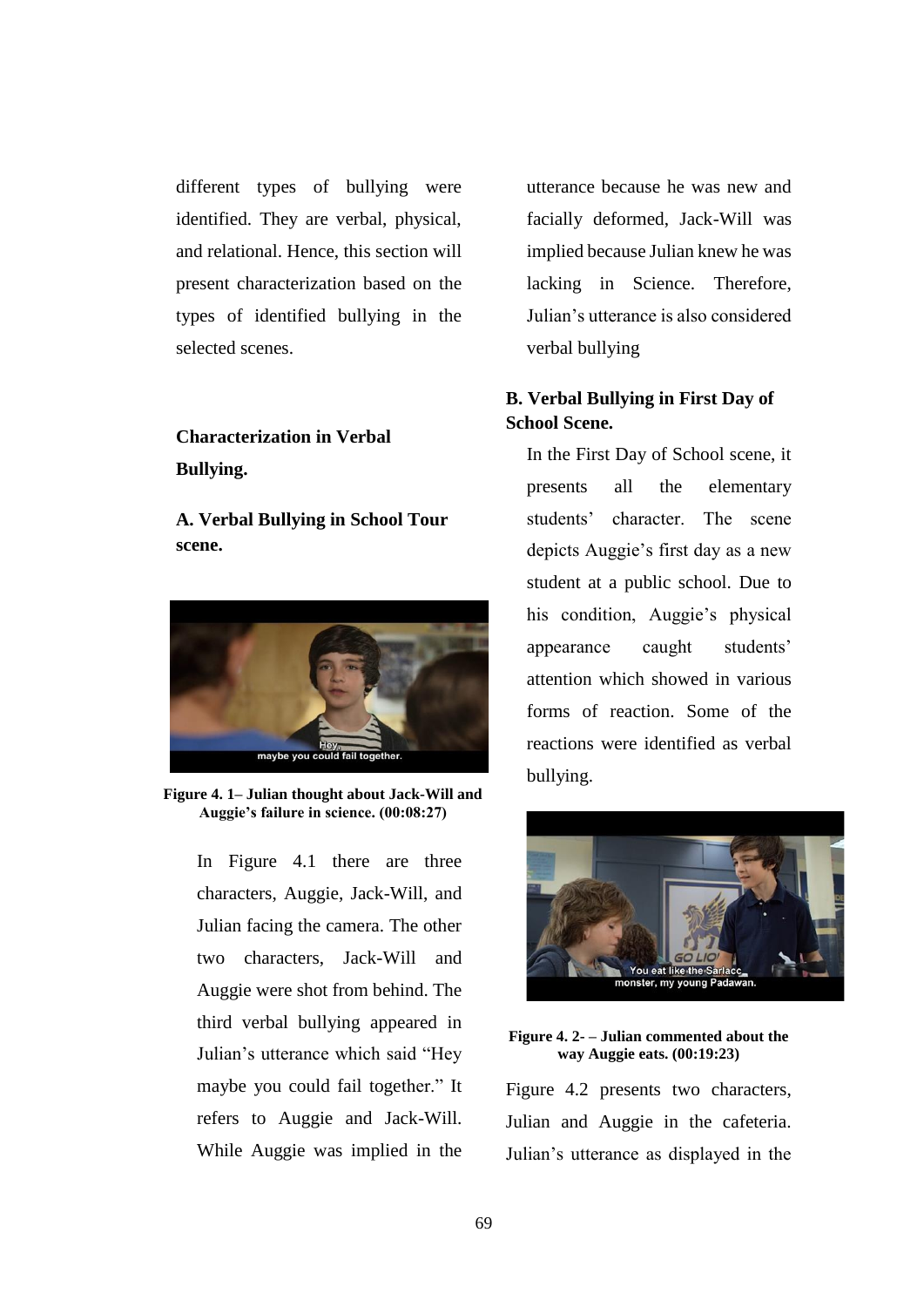different types of bullying were identified. They are verbal, physical, and relational. Hence, this section will present characterization based on the types of identified bullying in the selected scenes.

### Characterization in Verbal Bullying.

#### A. Verbal Bullying in School Tour scene.

**Figure 4. 1– Julian thought about Jack-Will and Auggie's failure in science. (00:08:27)**

In Figure 4.1 there are three characters, Auggie, Jack-Will, and Julian facing the camera. The other two characters, Jack-Will and Auggie were shot from behind. The third verbal bullying appeared in Julian's utterance which said "Hey maybe you could fail together." It refers to Auggie and Jack-Will. While Auggie was implied in the utterance because he was new and facially deformed, Jack-Will was implied because Julian knew he was lacking in Science. Therefore, Julian's utterance is also considered verbal bullying

#### B. Verbal Bullying in First Day of School Scene.

In the First Day of School scene, it presents all the elementary students' character. The scene depicts Auggie's first day as a new student at a public school. Due to his condition, Auggie's physical appearance caught students' attention which showed in various forms of reaction. Some of the reactions were identified as verbal bullying.

**Figure 4. 2- – Julian commented about the way Auggie eats. (00:19:23)**

Figure 4.2 presents two characters, Julian and Auggie in the cafeteria. Julian's utterance as displayed in the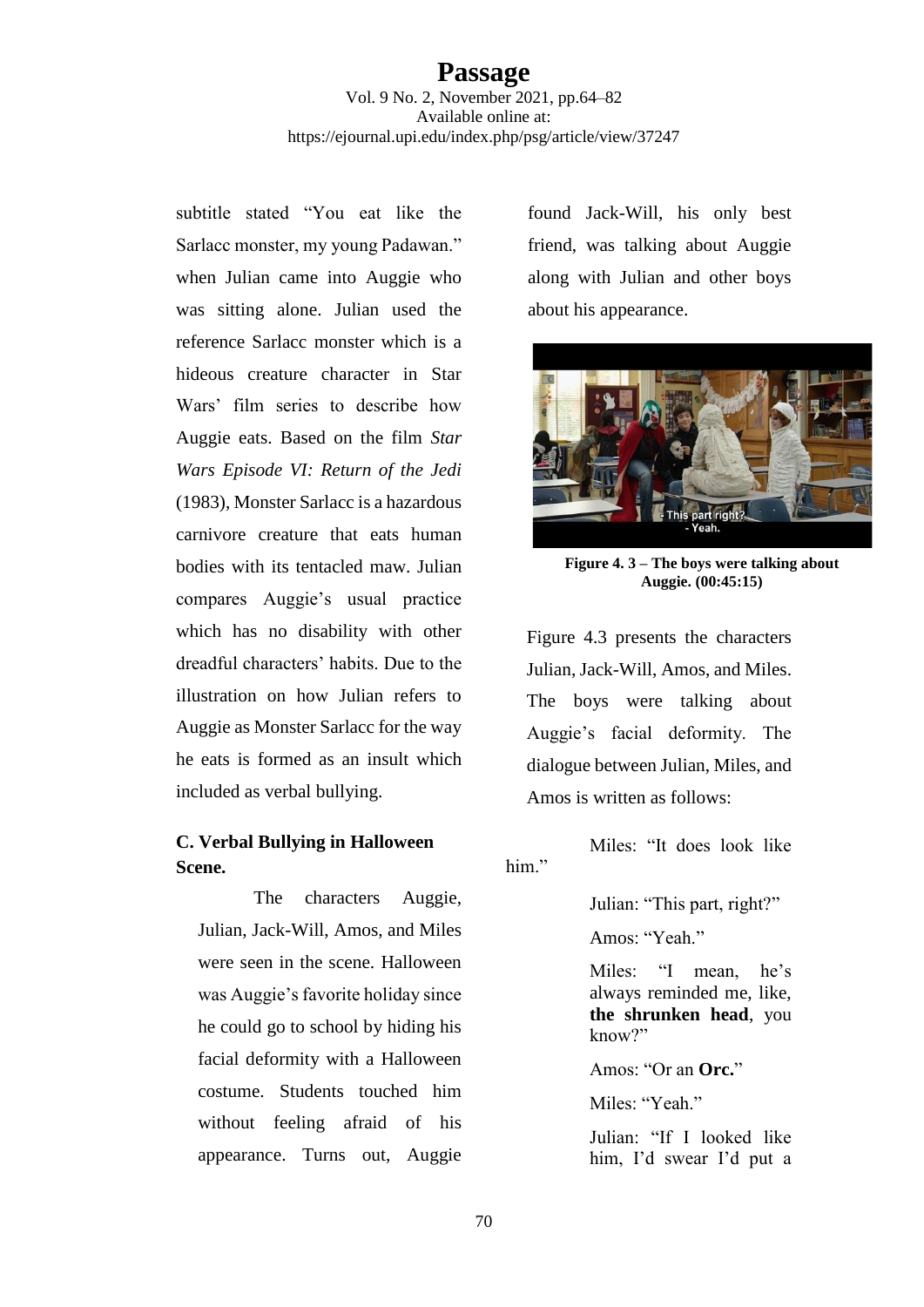subtitle stated "You eat like the Sarlacc monster, my young Padawan." when Julian came into Auggie who was sitting alone. Julian used the reference Sarlacc monster which is a hideous creature character in Star Wars' film series to describe how Auggie eats. Based on the film *Star Wars Episode VI: Return of the Jedi* (1983), Monster Sarlacc is a hazardous carnivore creature that eats human bodies with its tentacled maw. Julian compares Auggie's usual practice which has no disability with other dreadful characters' habits. Due to the illustration on how Julian refers to Auggie as Monster Sarlacc for the way he eats is formed as an insult which included as verbal bullying.

### C. Verbal Bullying in Halloween Scene.

The characters Auggie, Julian, Jack-Will, Amos, and Miles were seen in the scene. Halloween was Auggie's favorite holiday since he could go to school by hiding his facial deformity with a Halloween costume. Students touched him without feeling afraid of his appearance. Turns out, Auggie found Jack-Will, his only best friend, was talking about Auggie along with Julian and other boys about his appearance.

**Figure 4. 3 – The boys were talking about Auggie. (00:45:15)**

Figure 4.3 presents the characters Julian, Jack-Will, Amos, and Miles. The boys were talking about Auggie's facial deformity. The dialogue between Julian, Miles, and Amos is written as follows:

Miles: "It does look like him."

Julian: "This part, right?"

Amos: "Yeah."

Miles: "I mean, he's always reminded me, like, **the shrunken head**, you know?"

Amos: "Or an **Orc.**"

Miles: "Yeah."

Julian: "If I looked like him, I'd swear I'd put a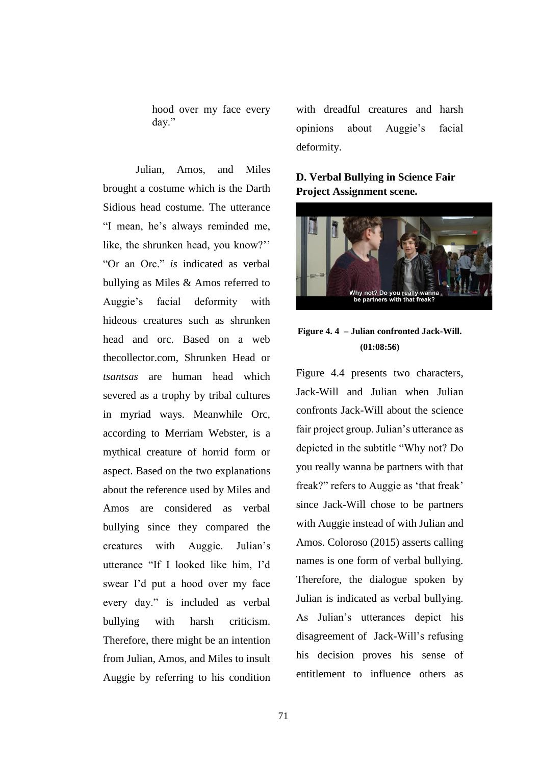hood over my face every day."

Julian, Amos, and Miles brought a costume which is the Darth Sidious head costume. The utterance "I mean, he's always reminded me, like, the shrunken head, you know?'' "Or an Orc." *is* indicated as verbal bullying as Miles & Amos referred to Auggie's facial deformity with hideous creatures such as shrunken head and orc. Based on a web thecollector.com, Shrunken Head or *tsantsas* are human head which severed as a trophy by tribal cultures in myriad ways. Meanwhile Orc, according to Merriam Webster, is a mythical creature of horrid form or aspect. Based on the two explanations about the reference used by Miles and Amos are considered as verbal bullying since they compared the creatures with Auggie. Julian's utterance "If I looked like him, I'd swear I'd put a hood over my face every day." is included as verbal bullying with harsh criticism. Therefore, there might be an intention from Julian, Amos, and Miles to insult Auggie by referring to his condition with dreadful creatures and harsh opinions about Auggie's facial deformity.

**D. Verbal Bullying in Science Fair Project Assignment scene.**

**Figure 4. 4 – Julian confronted Jack-Will. (01:08:56)**

Figure 4.4 presents two characters, Jack-Will and Julian when Julian confronts Jack-Will about the science fair project group. Julian's utterance as depicted in the subtitle "Why not? Do you really wanna be partners with that freak?" refers to Auggie as 'that freak' since Jack-Will chose to be partners with Auggie instead of with Julian and Amos. Coloroso (2015) asserts calling names is one form of verbal bullying. Therefore, the dialogue spoken by Julian is indicated as verbal bullying. As Julian's utterances depict his disagreement of Jack-Will's refusing his decision proves his sense of entitlement to influence others as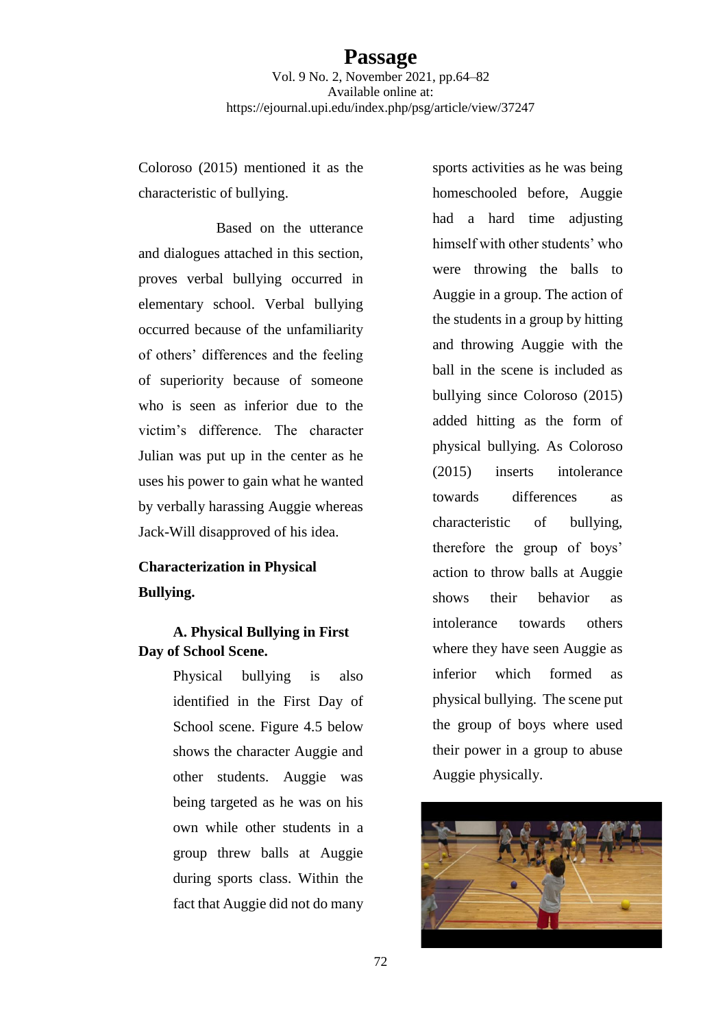Coloroso (2015) mentioned it as the characteristic of bullying.

Based on the utterance and dialogues attached in this section, proves verbal bullying occurred in elementary school. Verbal bullying occurred because of the unfamiliarity of others' differences and the feeling of superiority because of someone who is seen as inferior due to the victim's difference. The character Julian was put up in the center as he uses his power to gain what he wanted by verbally harassing Auggie whereas Jack-Will disapproved of his idea.

**Characterization in Physical Bullying.**

**A. Physical Bullying in First Day of School Scene.**

Physical bullying is also identified in the First Day of School scene. Figure 4.5 below shows the character Auggie and other students. Auggie was being targeted as he was on his own while other students in a group threw balls at Auggie during sports class. Within the fact that Auggie did not do many sports activities as he was being homeschooled before, Auggie had a hard time adjusting himself with other students' who were throwing the balls to Auggie in a group. The action of the students in a group by hitting and throwing Auggie with the ball in the scene is included as bullying since Coloroso (2015) added hitting as the form of physical bullying. As Coloroso (2015) inserts intolerance towards differences as characteristic of bullying, therefore the group of boys' action to throw balls at Auggie shows their behavior as intolerance towards others where they have seen Auggie as inferior which formed as physical bullying. The scene put the group of boys where used their power in a group to abuse Auggie physically.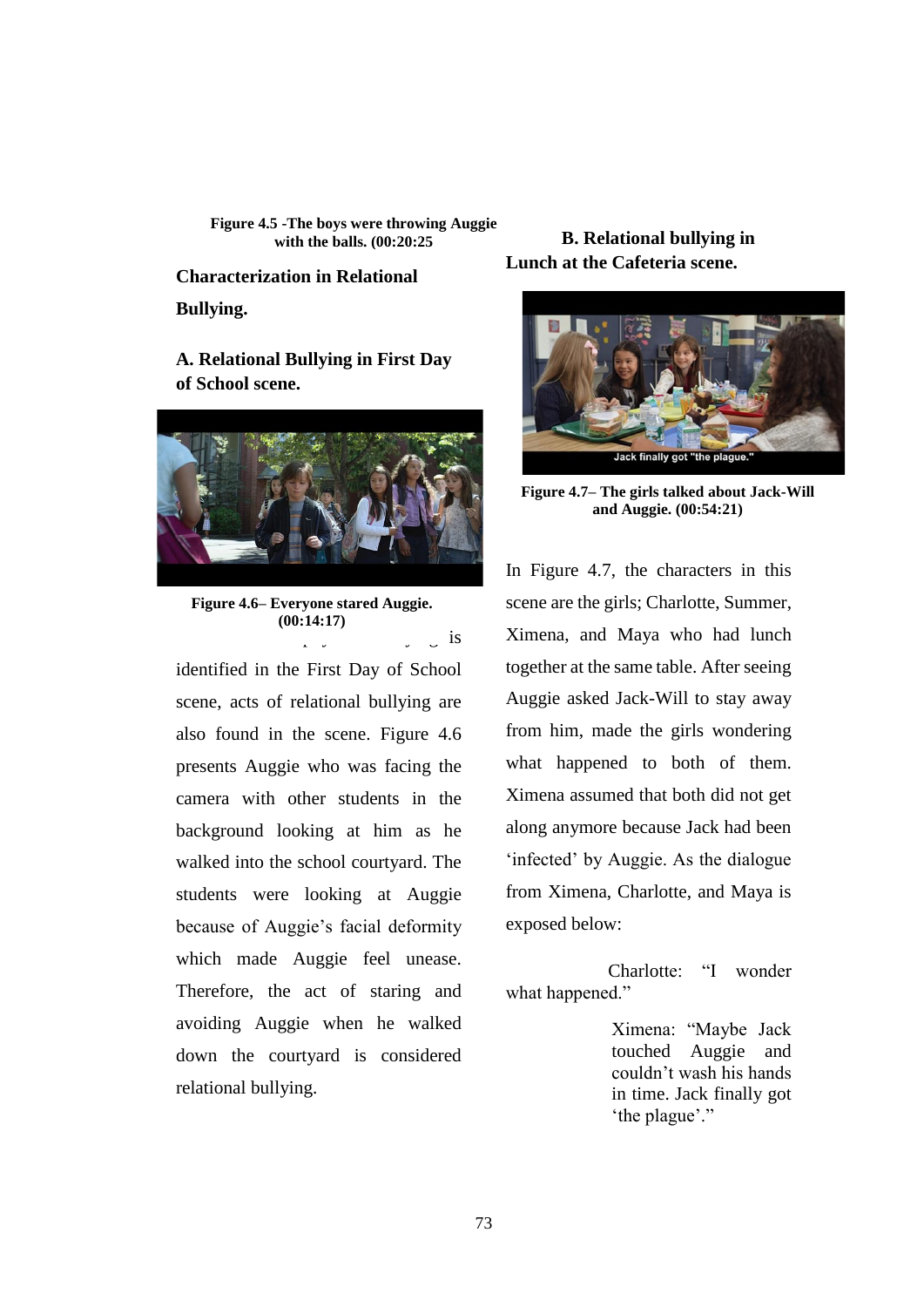**Figure 4.5 -The boys were throwing Auggie with the balls. (00:20:25**

**Characterization in Relational Bullying.**

**A. Relational Bullying in First Day of School scene.**

**Figure 4.6– Everyone stared Auggie. (00:14:17)**

is identified in the First Day of School scene, acts of relational bullying are also found in the scene. Figure 4.6 presents Auggie who was facing the camera with other students in the background looking at him as he walked into the school courtyard. The students were looking at Auggie because of Auggie's facial deformity which made Auggie feel unease. Therefore, the act of staring and avoiding Auggie when he walked down the courtyard is considered relational bullying.

**B. Relational bullying in Lunch at the Cafeteria scene.**

**Figure 4.7– The girls talked about Jack-Will and Auggie. (00:54:21)**

In Figure 4.7, the characters in this scene are the girls; Charlotte, Summer, Ximena, and Maya who had lunch together at the same table. After seeing Auggie asked Jack-Will to stay away from him, made the girls wondering what happened to both of them. Ximena assumed that both did not get along anymore because Jack had been 'infected' by Auggie. As the dialogue from Ximena, Charlotte, and Maya is exposed below:

> Charlotte: "I wonder what happened."
>
> Ximena: "Maybe Jack touched Auggie and couldn't wash his hands in time. Jack finally got 'the plague'."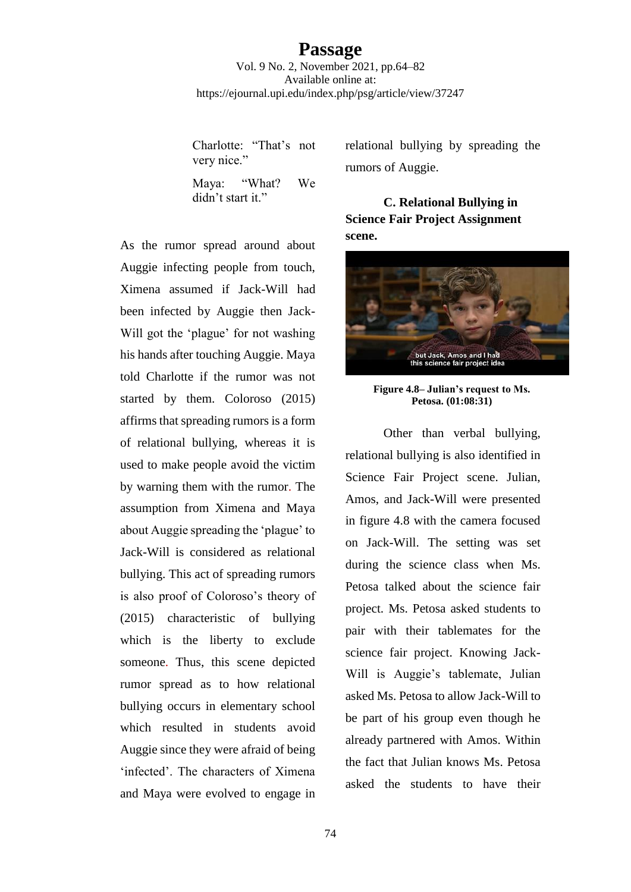Charlotte: "That's not very nice."

Maya: "What? We didn't start it."

As the rumor spread around about Auggie infecting people from touch, Ximena assumed if Jack-Will had been infected by Auggie then Jack-Will got the 'plague' for not washing his hands after touching Auggie. Maya told Charlotte if the rumor was not started by them. Coloroso (2015) affirms that spreading rumors is a form of relational bullying, whereas it is used to make people avoid the victim by warning them with the rumor. The assumption from Ximena and Maya about Auggie spreading the 'plague' to Jack-Will is considered as relational bullying. This act of spreading rumors is also proof of Coloroso's theory of (2015) characteristic of bullying which is the liberty to exclude someone. Thus, this scene depicted rumor spread as to how relational bullying occurs in elementary school which resulted in students avoid Auggie since they were afraid of being 'infected'. The characters of Ximena and Maya were evolved to engage in relational bullying by spreading the rumors of Auggie.

### C. Relational Bullying in Science Fair Project Assignment scene.

**Figure 4.8– Julian's request to Ms. Petosa. (01:08:31)**

Other than verbal bullying, relational bullying is also identified in Science Fair Project scene. Julian, Amos, and Jack-Will were presented in figure 4.8 with the camera focused on Jack-Will. The setting was set during the science class when Ms. Petosa talked about the science fair project. Ms. Petosa asked students to pair with their tablemates for the science fair project. Knowing Jack-Will is Auggie's tablemate, Julian asked Ms. Petosa to allow Jack-Will to be part of his group even though he already partnered with Amos. Within the fact that Julian knows Ms. Petosa asked the students to have their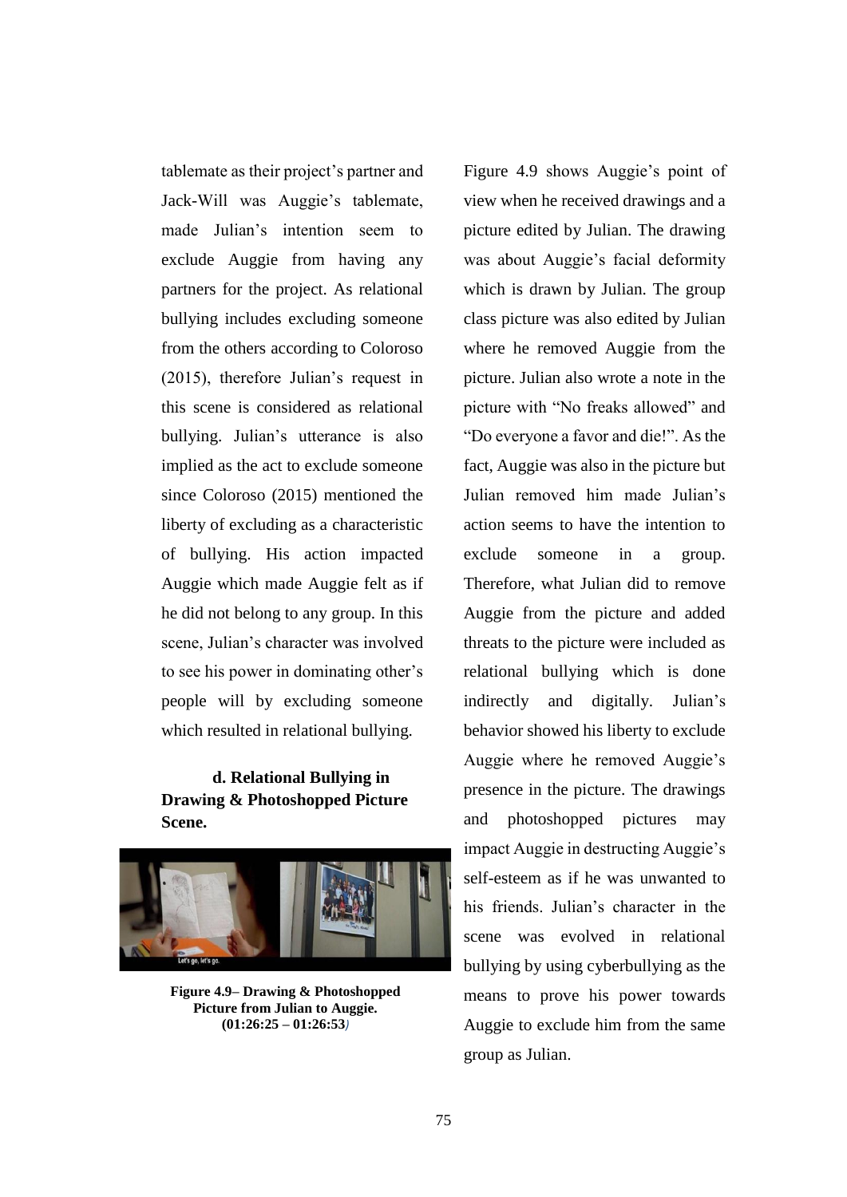tablemate as their project's partner and Jack-Will was Auggie's tablemate, made Julian's intention seem to exclude Auggie from having any partners for the project. As relational bullying includes excluding someone from the others according to Coloroso (2015), therefore Julian's request in this scene is considered as relational bullying. Julian's utterance is also implied as the act to exclude someone since Coloroso (2015) mentioned the liberty of excluding as a characteristic of bullying. His action impacted Auggie which made Auggie felt as if he did not belong to any group. In this scene, Julian's character was involved to see his power in dominating other's people will by excluding someone which resulted in relational bullying.

**d. Relational Bullying in Drawing & Photoshopped Picture Scene.**

**Figure 4.9– Drawing & Photoshopped Picture from Julian to Auggie. (01:26:25 – 01:26:53)**

Figure 4.9 shows Auggie's point of view when he received drawings and a picture edited by Julian. The drawing was about Auggie's facial deformity which is drawn by Julian. The group class picture was also edited by Julian where he removed Auggie from the picture. Julian also wrote a note in the picture with "No freaks allowed" and "Do everyone a favor and die!". As the fact, Auggie was also in the picture but Julian removed him made Julian's action seems to have the intention to exclude someone in a group. Therefore, what Julian did to remove Auggie from the picture and added threats to the picture were included as relational bullying which is done indirectly and digitally. Julian's behavior showed his liberty to exclude Auggie where he removed Auggie's presence in the picture. The drawings and photoshopped pictures may impact Auggie in destructing Auggie's self-esteem as if he was unwanted to his friends. Julian's character in the scene was evolved in relational bullying by using cyberbullying as the means to prove his power towards Auggie to exclude him from the same group as Julian.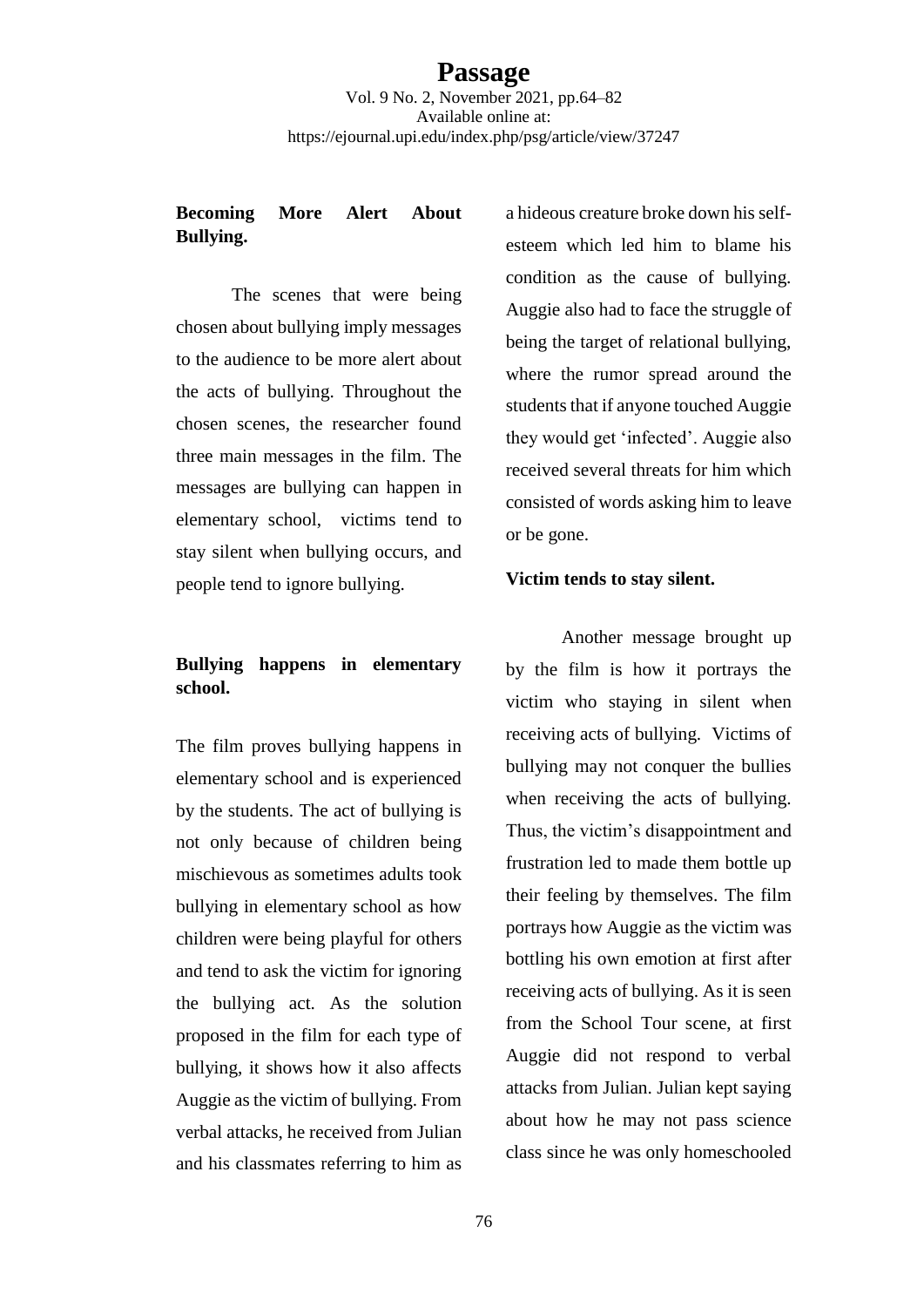### Becoming More Alert About Bullying.

The scenes that were being chosen about bullying imply messages to the audience to be more alert about the acts of bullying. Throughout the chosen scenes, the researcher found three main messages in the film. The messages are bullying can happen in elementary school, victims tend to stay silent when bullying occurs, and people tend to ignore bullying.

### Bullying happens in elementary school.

The film proves bullying happens in elementary school and is experienced by the students. The act of bullying is not only because of children being mischievous as sometimes adults took bullying in elementary school as how children were being playful for others and tend to ask the victim for ignoring the bullying act. As the solution proposed in the film for each type of bullying, it shows how it also affects Auggie as the victim of bullying. From verbal attacks, he received from Julian and his classmates referring to him as a hideous creature broke down his self-esteem which led him to blame his condition as the cause of bullying. Auggie also had to face the struggle of being the target of relational bullying, where the rumor spread around the students that if anyone touched Auggie they would get 'infected'. Auggie also received several threats for him which consisted of words asking him to leave or be gone.

### Victim tends to stay silent.

Another message brought up by the film is how it portrays the victim who staying in silent when receiving acts of bullying. Victims of bullying may not conquer the bullies when receiving the acts of bullying. Thus, the victim's disappointment and frustration led to made them bottle up their feeling by themselves. The film portrays how Auggie as the victim was bottling his own emotion at first after receiving acts of bullying. As it is seen from the School Tour scene, at first Auggie did not respond to verbal attacks from Julian. Julian kept saying about how he may not pass science class since he was only homeschooled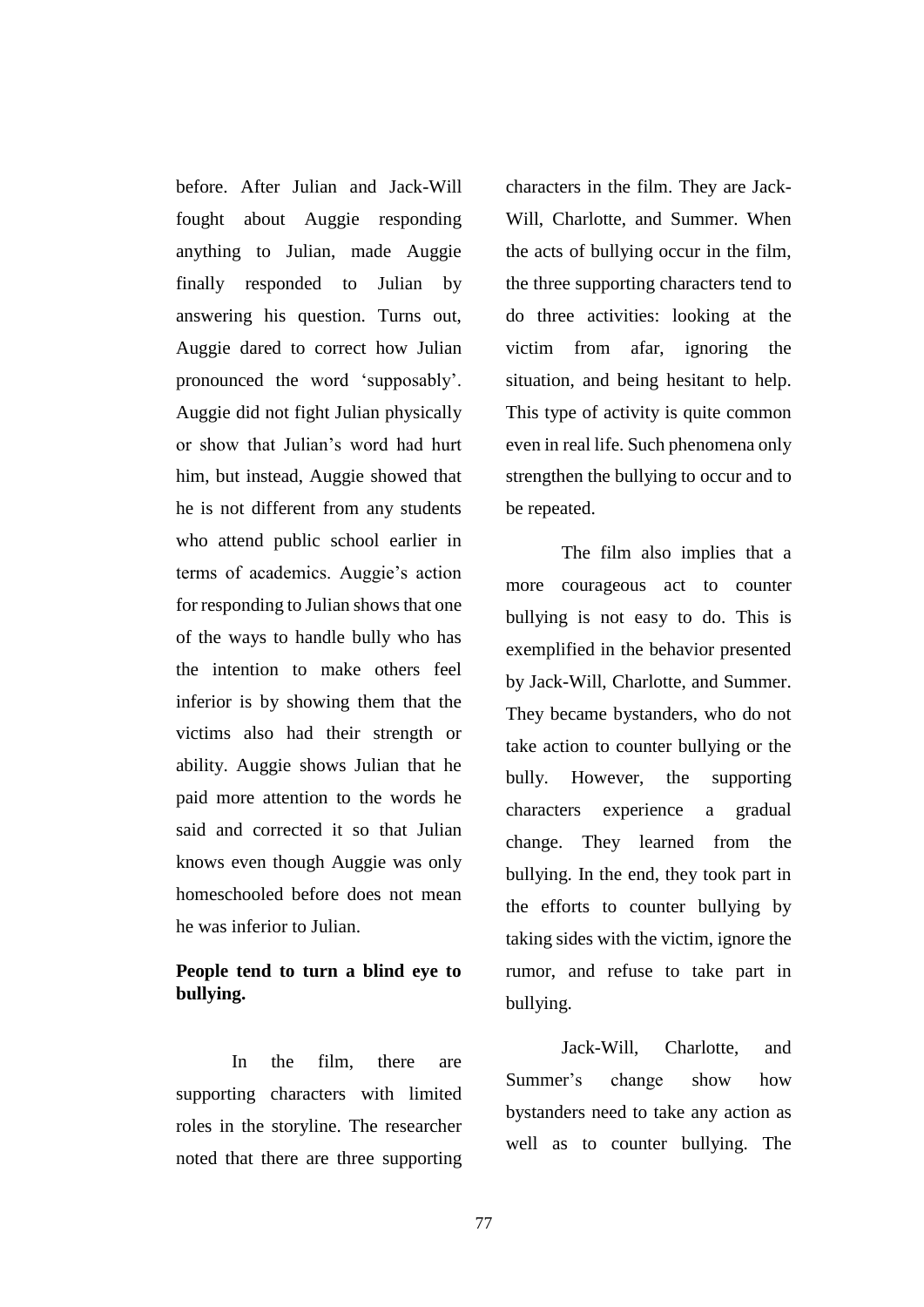before. After Julian and Jack-Will fought about Auggie responding anything to Julian, made Auggie finally responded to Julian by answering his question. Turns out, Auggie dared to correct how Julian pronounced the word 'supposably'. Auggie did not fight Julian physically or show that Julian's word had hurt him, but instead, Auggie showed that he is not different from any students who attend public school earlier in terms of academics. Auggie's action for responding to Julian shows that one of the ways to handle bully who has the intention to make others feel inferior is by showing them that the victims also had their strength or ability. Auggie shows Julian that he paid more attention to the words he said and corrected it so that Julian knows even though Auggie was only homeschooled before does not mean he was inferior to Julian.

**People tend to turn a blind eye to bullying.**

In the film, there are supporting characters with limited roles in the storyline. The researcher noted that there are three supporting characters in the film. They are Jack-Will, Charlotte, and Summer. When the acts of bullying occur in the film, the three supporting characters tend to do three activities: looking at the victim from afar, ignoring the situation, and being hesitant to help. This type of activity is quite common even in real life. Such phenomena only strengthen the bullying to occur and to be repeated.

The film also implies that a more courageous act to counter bullying is not easy to do. This is exemplified in the behavior presented by Jack-Will, Charlotte, and Summer. They became bystanders, who do not take action to counter bullying or the bully. However, the supporting characters experience a gradual change. They learned from the bullying. In the end, they took part in the efforts to counter bullying by taking sides with the victim, ignore the rumor, and refuse to take part in bullying.

Jack-Will, Charlotte, and Summer's change show how bystanders need to take any action as well as to counter bullying. The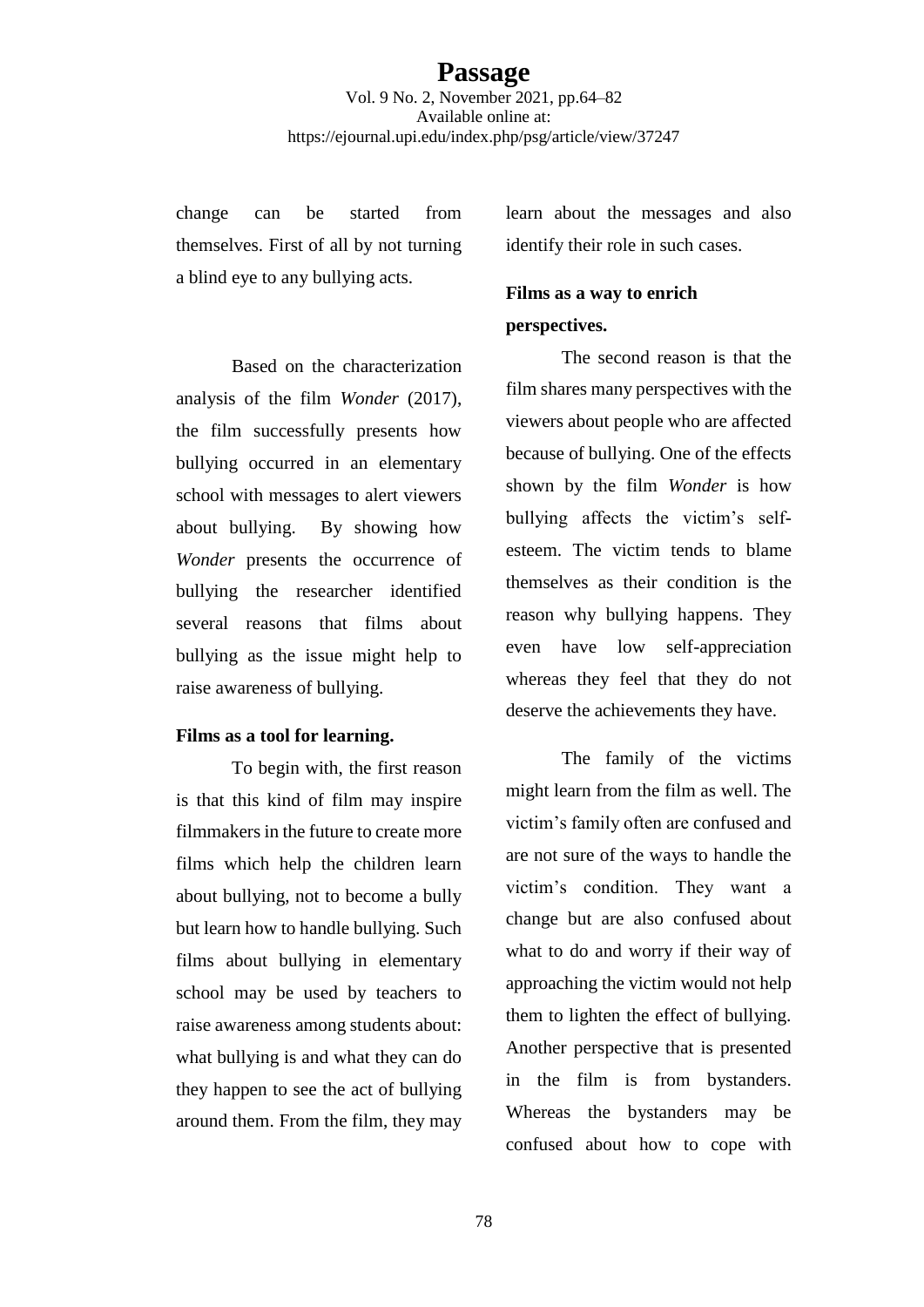change can be started from themselves. First of all by not turning a blind eye to any bullying acts.

Based on the characterization analysis of the film *Wonder* (2017), the film successfully presents how bullying occurred in an elementary school with messages to alert viewers about bullying. By showing how *Wonder* presents the occurrence of bullying the researcher identified several reasons that films about bullying as the issue might help to raise awareness of bullying.

**Films as a tool for learning.**

To begin with, the first reason is that this kind of film may inspire filmmakers in the future to create more films which help the children learn about bullying, not to become a bully but learn how to handle bullying. Such films about bullying in elementary school may be used by teachers to raise awareness among students about: what bullying is and what they can do they happen to see the act of bullying around them. From the film, they may learn about the messages and also identify their role in such cases.

**Films as a way to enrich perspectives.**

The second reason is that the film shares many perspectives with the viewers about people who are affected because of bullying. One of the effects shown by the film *Wonder* is how bullying affects the victim's self-esteem. The victim tends to blame themselves as their condition is the reason why bullying happens. They even have low self-appreciation whereas they feel that they do not deserve the achievements they have.

The family of the victims might learn from the film as well. The victim's family often are confused and are not sure of the ways to handle the victim's condition. They want a change but are also confused about what to do and worry if their way of approaching the victim would not help them to lighten the effect of bullying. Another perspective that is presented in the film is from bystanders. Whereas the bystanders may be confused about how to cope with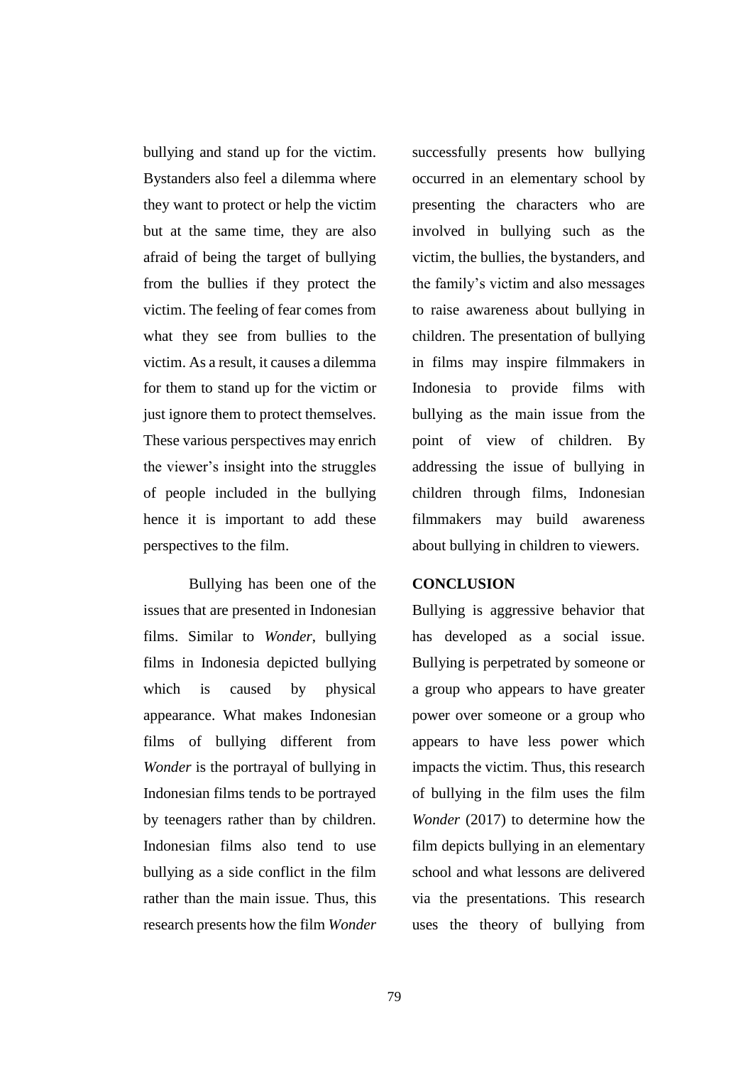bullying and stand up for the victim. Bystanders also feel a dilemma where they want to protect or help the victim but at the same time, they are also afraid of being the target of bullying from the bullies if they protect the victim. The feeling of fear comes from what they see from bullies to the victim. As a result, it causes a dilemma for them to stand up for the victim or just ignore them to protect themselves. These various perspectives may enrich the viewer's insight into the struggles of people included in the bullying hence it is important to add these perspectives to the film.

Bullying has been one of the issues that are presented in Indonesian films. Similar to *Wonder*, bullying films in Indonesia depicted bullying which is caused by physical appearance. What makes Indonesian films of bullying different from *Wonder* is the portrayal of bullying in Indonesian films tends to be portrayed by teenagers rather than by children. Indonesian films also tend to use bullying as a side conflict in the film rather than the main issue. Thus, this research presents how the film *Wonder* successfully presents how bullying occurred in an elementary school by presenting the characters who are involved in bullying such as the victim, the bullies, the bystanders, and the family's victim and also messages to raise awareness about bullying in children. The presentation of bullying in films may inspire filmmakers in Indonesia to provide films with bullying as the main issue from the point of view of children. By addressing the issue of bullying in children through films, Indonesian filmmakers may build awareness about bullying in children to viewers.

## CONCLUSION

Bullying is aggressive behavior that has developed as a social issue. Bullying is perpetrated by someone or a group who appears to have greater power over someone or a group who appears to have less power which impacts the victim. Thus, this research of bullying in the film uses the film *Wonder* (2017) to determine how the film depicts bullying in an elementary school and what lessons are delivered via the presentations. This research uses the theory of bullying from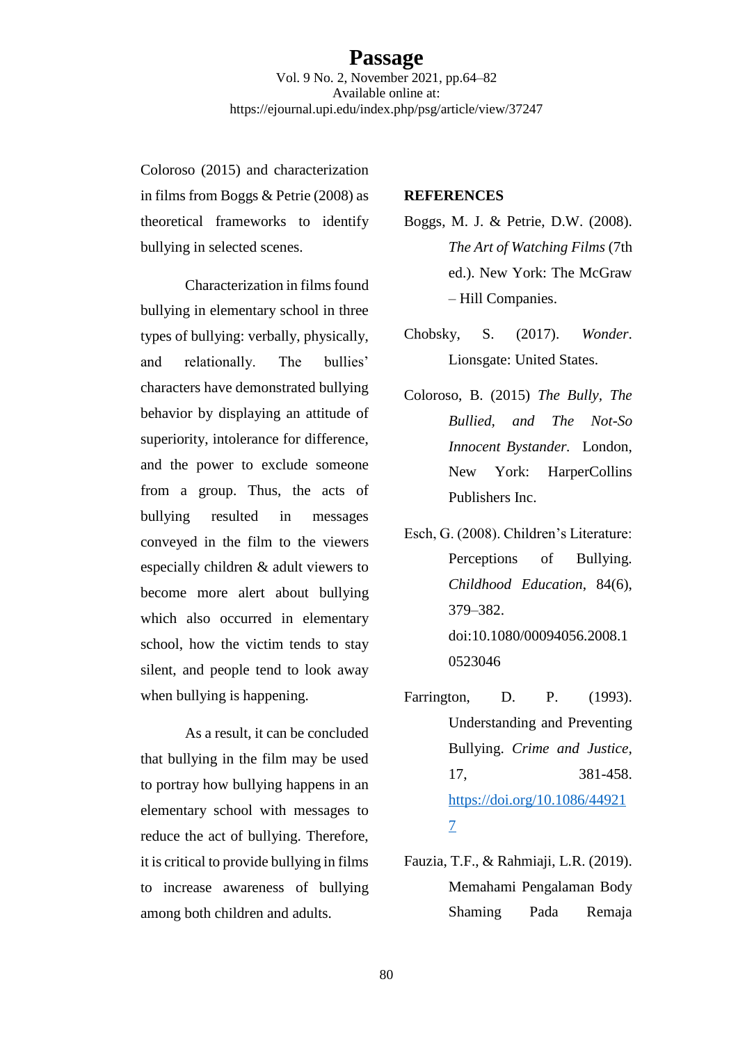Coloroso (2015) and characterization in films from Boggs & Petrie (2008) as theoretical frameworks to identify bullying in selected scenes.

Characterization in films found bullying in elementary school in three types of bullying: verbally, physically, and relationally. The bullies' characters have demonstrated bullying behavior by displaying an attitude of superiority, intolerance for difference, and the power to exclude someone from a group. Thus, the acts of bullying resulted in messages conveyed in the film to the viewers especially children & adult viewers to become more alert about bullying which also occurred in elementary school, how the victim tends to stay silent, and people tend to look away when bullying is happening.

As a result, it can be concluded that bullying in the film may be used to portray how bullying happens in an elementary school with messages to reduce the act of bullying. Therefore, it is critical to provide bullying in films to increase awareness of bullying among both children and adults.

## REFERENCES

Boggs, M. J. & Petrie, D.W. (2008). *The Art of Watching Films* (7th ed.). New York: The McGraw – Hill Companies.

Chobsky, S. (2017). *Wonder*. Lionsgate: United States.

Coloroso, B. (2015) *The Bully, The Bullied, and The Not-So Innocent Bystander.* London, New York: HarperCollins Publishers Inc.

Esch, G. (2008). Children's Literature: Perceptions of Bullying. *Childhood Education*, 84(6), 379–382. doi:10.1080/00094056.2008.10523046

Farrington, D. P. (1993). Understanding and Preventing Bullying. *Crime and Justice*, 17, 381-458. https://doi.org/10.1086/449217

Fauzia, T.F., & Rahmiaji, L.R. (2019). Memahami Pengalaman Body Shaming Pada Remaja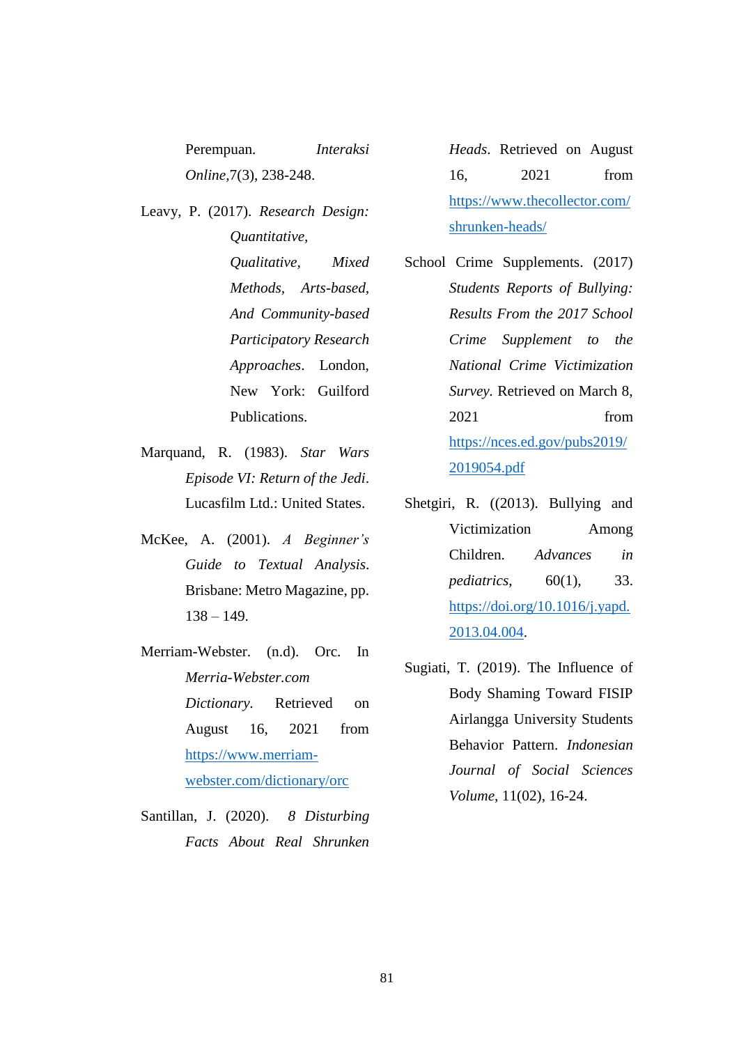Perempuan. *Interaksi Online*,7(3), 238-248.

Leavy, P. (2017). *Research Design: Quantitative, Qualitative, Mixed Methods, Arts-based, And Community-based Participatory Research Approaches*. London, New York: Guilford Publications.

Marquand, R. (1983). *Star Wars Episode VI: Return of the Jedi*. Lucasfilm Ltd.: United States.

McKee, A. (2001). *A Beginner's Guide to Textual Analysis*. Brisbane: Metro Magazine, pp. 138 – 149.

Merriam-Webster. (n.d). Orc. In *Merria-Webster.com Dictionary*. Retrieved on August 16, 2021 from https://www.merriam-webster.com/dictionary/orc

Santillan, J. (2020). *8 Disturbing Facts About Real Shrunken Heads*. Retrieved on August 16, 2021 from https://www.thecollector.com/shrunken-heads/

School Crime Supplements. (2017) *Students Reports of Bullying: Results From the 2017 School Crime Supplement to the National Crime Victimization Survey*. Retrieved on March 8, 2021 from https://nces.ed.gov/pubs2019/2019054.pdf

Shetgiri, R. ((2013). Bullying and Victimization Among Children. *Advances in pediatrics*, 60(1), 33. https://doi.org/10.1016/j.yapd.2013.04.004.

Sugiati, T. (2019). The Influence of Body Shaming Toward FISIP Airlangga University Students Behavior Pattern. *Indonesian Journal of Social Sciences Volume*, 11(02), 16-24.